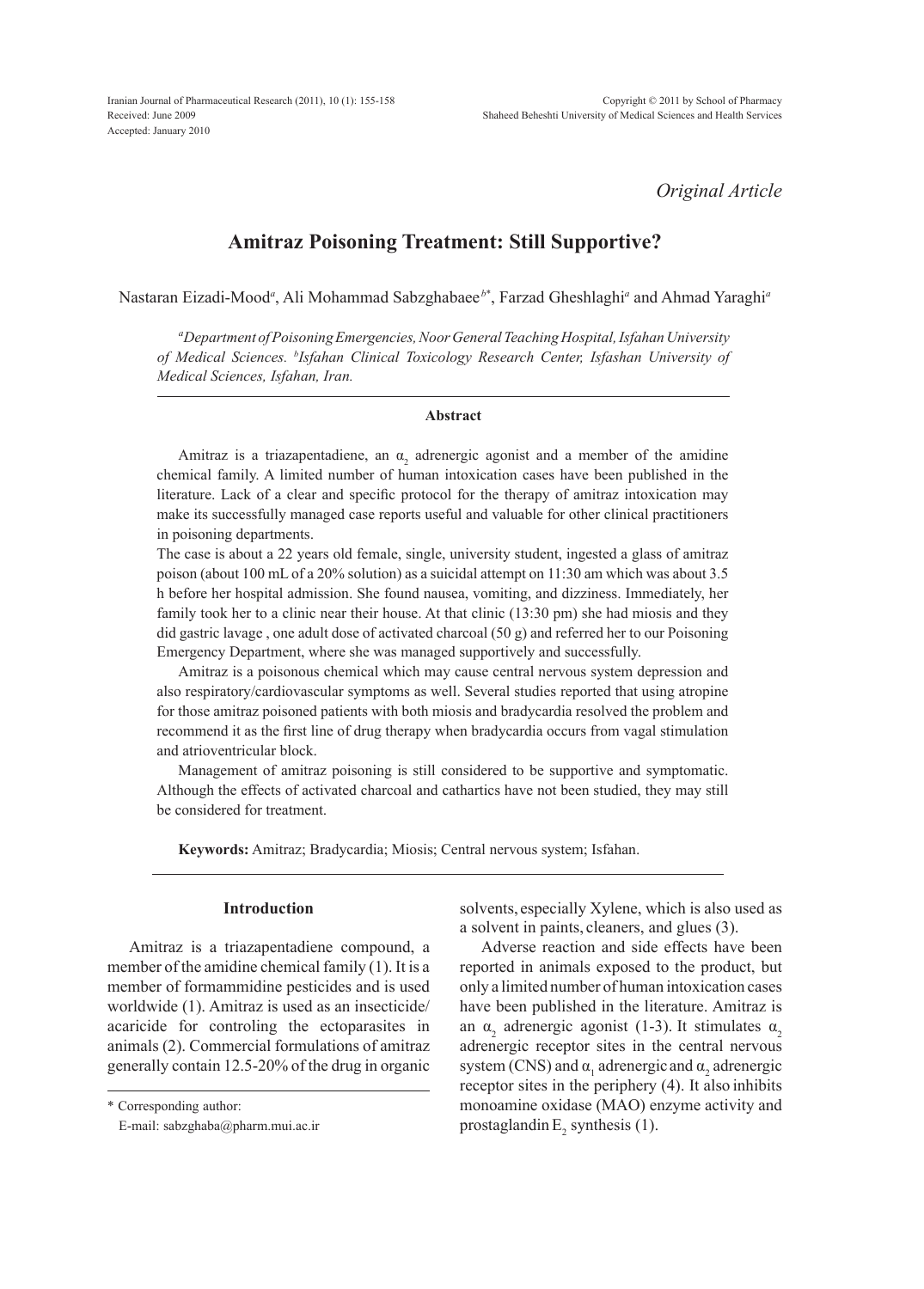Iranian Journal of Pharmaceutical Research (2011), 10 (1): 155-158
Received: June 2009
Accepted: January 2010

Copyright © 2011 by School of Pharmacy
Shaheed Beheshti University of Medical Sciences and Health Services

*Original Article*

# Amitraz Poisoning Treatment: Still Supportive?

Nastaran Eizadi-Mood[a], Ali Mohammad Sabzghabaee[b*], Farzad Gheshlaghi[a] and Ahmad Yaraghi[a]

*[a]Department of Poisoning Emergencies, Noor General Teaching Hospital, Isfahan University of Medical Sciences. [b]Isfahan Clinical Toxicology Research Center, Isfashan University of Medical Sciences, Isfahan, Iran.*

## Abstract

Amitraz is a triazapentadiene, an $\alpha_2$ adrenergic agonist and a member of the amidine chemical family. A limited number of human intoxication cases have been published in the literature. Lack of a clear and specific protocol for the therapy of amitraz intoxication may make its successfully managed case reports useful and valuable for other clinical practitioners in poisoning departments.

The case is about a 22 years old female, single, university student, ingested a glass of amitraz poison (about 100 mL of a 20% solution) as a suicidal attempt on 11:30 am which was about 3.5 h before her hospital admission. She found nausea, vomiting, and dizziness. Immediately, her family took her to a clinic near their house. At that clinic (13:30 pm) she had miosis and they did gastric lavage , one adult dose of activated charcoal (50 g) and referred her to our Poisoning Emergency Department, where she was managed supportively and successfully.

Amitraz is a poisonous chemical which may cause central nervous system depression and also respiratory/cardiovascular symptoms as well. Several studies reported that using atropine for those amitraz poisoned patients with both miosis and bradycardia resolved the problem and recommend it as the first line of drug therapy when bradycardia occurs from vagal stimulation and atrioventricular block.

Management of amitraz poisoning is still considered to be supportive and symptomatic. Although the effects of activated charcoal and cathartics have not been studied, they may still be considered for treatment.

**Keywords:** Amitraz; Bradycardia; Miosis; Central nervous system; Isfahan.

## Introduction

Amitraz is a triazapentadiene compound, a member of the amidine chemical family (1). It is a member of formammidine pesticides and is used worldwide (1). Amitraz is used as an insecticide/acaricide for controling the ectoparasites in animals (2). Commercial formulations of amitraz generally contain 12.5-20% of the drug in organic solvents, especially Xylene, which is also used as a solvent in paints, cleaners, and glues (3).

Adverse reaction and side effects have been reported in animals exposed to the product, but only a limited number of human intoxication cases have been published in the literature. Amitraz is an $\alpha_2$ adrenergic agonist (1-3). It stimulates $\alpha_2$ adrenergic receptor sites in the central nervous system (CNS) and $\alpha_1$ adrenergic and $\alpha_2$ adrenergic receptor sites in the periphery (4). It also inhibits monoamine oxidase (MAO) enzyme activity and prostaglandin $E_2$ synthesis (1).

\* Corresponding author:
E-mail: sabzghaba@pharm.mui.ac.ir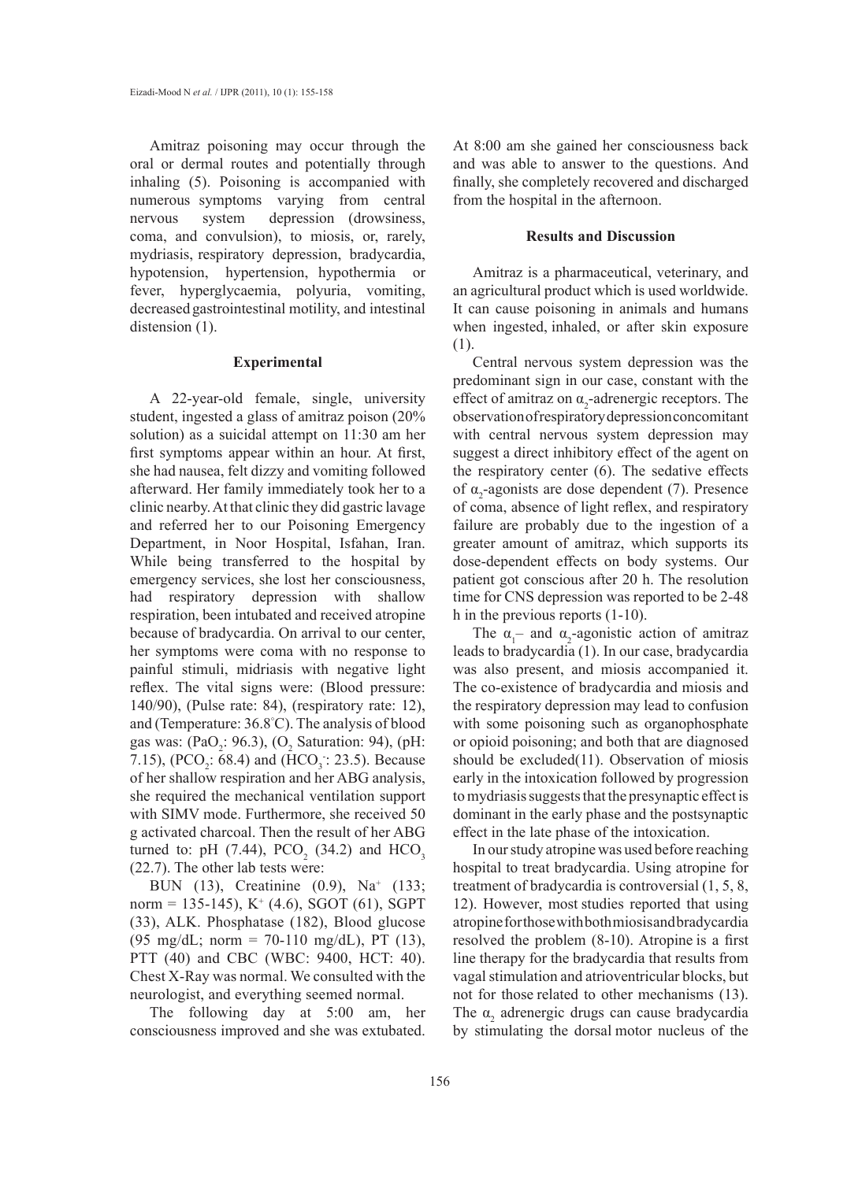Amitraz poisoning may occur through the oral or dermal routes and potentially through inhaling (5). Poisoning is accompanied with numerous symptoms varying from central nervous system depression (drowsiness, coma, and convulsion), to miosis, or, rarely, mydriasis, respiratory depression, bradycardia, hypotension, hypertension, hypothermia or fever, hyperglycaemia, polyuria, vomiting, decreased gastrointestinal motility, and intestinal distension (1).

## Experimental

A 22-year-old female, single, university student, ingested a glass of amitraz poison (20% solution) as a suicidal attempt on 11:30 am her first symptoms appear within an hour. At first, she had nausea, felt dizzy and vomiting followed afterward. Her family immediately took her to a clinic nearby. At that clinic they did gastric lavage and referred her to our Poisoning Emergency Department, in Noor Hospital, Isfahan, Iran. While being transferred to the hospital by emergency services, she lost her consciousness, had respiratory depression with shallow respiration, been intubated and received atropine because of bradycardia. On arrival to our center, her symptoms were coma with no response to painful stimuli, midriasis with negative light reflex. The vital signs were: (Blood pressure: 140/90), (Pulse rate: 84), (respiratory rate: 12), and (Temperature: 36.8°C). The analysis of blood gas was: ($PaO_2$: 96.3), ($O_2$ Saturation: 94), (pH: 7.15), ($PCO_2$: 68.4) and ($HCO_3^-$: 23.5). Because of her shallow respiration and her ABG analysis, she required the mechanical ventilation support with SIMV mode. Furthermore, she received 50 g activated charcoal. Then the result of her ABG turned to: pH (7.44), $PCO_2$ (34.2) and $HCO_3$ (22.7). The other lab tests were:

BUN (13), Creatinine (0.9), $Na^+$ (133; norm = 135-145), $K^+$ (4.6), SGOT (61), SGPT (33), ALK. Phosphatase (182), Blood glucose (95 mg/dL; norm = 70-110 mg/dL), PT (13), PTT (40) and CBC (WBC: 9400, HCT: 40). Chest X-Ray was normal. We consulted with the neurologist, and everything seemed normal.

The following day at 5:00 am, her consciousness improved and she was extubated. At 8:00 am she gained her consciousness back and was able to answer to the questions. And finally, she completely recovered and discharged from the hospital in the afternoon.

## Results and Discussion

Amitraz is a pharmaceutical, veterinary, and an agricultural product which is used worldwide. It can cause poisoning in animals and humans when ingested, inhaled, or after skin exposure (1).

Central nervous system depression was the predominant sign in our case, constant with the effect of amitraz on $\alpha_2$-adrenergic receptors. The observation of respiratory depression concomitant with central nervous system depression may suggest a direct inhibitory effect of the agent on the respiratory center (6). The sedative effects of $\alpha_2$-agonists are dose dependent (7). Presence of coma, absence of light reflex, and respiratory failure are probably due to the ingestion of a greater amount of amitraz, which supports its dose-dependent effects on body systems. Our patient got conscious after 20 h. The resolution time for CNS depression was reported to be 2-48 h in the previous reports (1-10).

The $\alpha_1$– and $\alpha_2$-agonistic action of amitraz leads to bradycardia (1). In our case, bradycardia was also present, and miosis accompanied it. The co-existence of bradycardia and miosis and the respiratory depression may lead to confusion with some poisoning such as organophosphate or opioid poisoning; and both that are diagnosed should be excluded(11). Observation of miosis early in the intoxication followed by progression to mydriasis suggests that the presynaptic effect is dominant in the early phase and the postsynaptic effect in the late phase of the intoxication.

In our study atropine was used before reaching hospital to treat bradycardia. Using atropine for treatment of bradycardia is controversial (1, 5, 8, 12). However, most studies reported that using atropine for those with both miosis and bradycardia resolved the problem (8-10). Atropine is a first line therapy for the bradycardia that results from vagal stimulation and atrioventricular blocks, but not for those related to other mechanisms (13). The $\alpha_2$ adrenergic drugs can cause bradycardia by stimulating the dorsal motor nucleus of the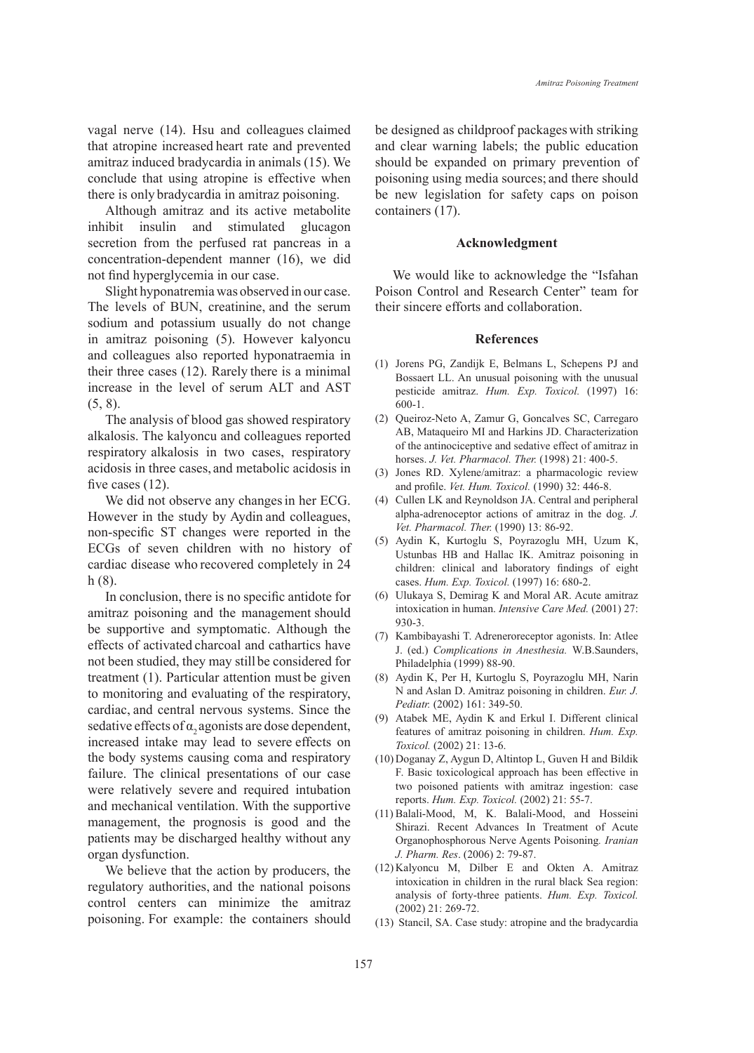vagal nerve (14). Hsu and colleagues claimed that atropine increased heart rate and prevented amitraz induced bradycardia in animals (15). We conclude that using atropine is effective when there is only bradycardia in amitraz poisoning.

Although amitraz and its active metabolite inhibit insulin and stimulated glucagon secretion from the perfused rat pancreas in a concentration-dependent manner (16), we did not find hyperglycemia in our case.

Slight hyponatremia was observed in our case. The levels of BUN, creatinine, and the serum sodium and potassium usually do not change in amitraz poisoning (5). However kalyoncu and colleagues also reported hyponatraemia in their three cases (12). Rarely there is a minimal increase in the level of serum ALT and AST (5, 8).

The analysis of blood gas showed respiratory alkalosis. The kalyoncu and colleagues reported respiratory alkalosis in two cases, respiratory acidosis in three cases, and metabolic acidosis in five cases (12).

We did not observe any changes in her ECG. However in the study by Aydin and colleagues, non-specific ST changes were reported in the ECGs of seven children with no history of cardiac disease who recovered completely in 24 h (8).

In conclusion, there is no specific antidote for amitraz poisoning and the management should be supportive and symptomatic. Although the effects of activated charcoal and cathartics have not been studied, they may still be considered for treatment (1). Particular attention must be given to monitoring and evaluating of the respiratory, cardiac, and central nervous systems. Since the sedative effects of $\alpha_2$ agonists are dose dependent, increased intake may lead to severe effects on the body systems causing coma and respiratory failure. The clinical presentations of our case were relatively severe and required intubation and mechanical ventilation. With the supportive management, the prognosis is good and the patients may be discharged healthy without any organ dysfunction.

We believe that the action by producers, the regulatory authorities, and the national poisons control centers can minimize the amitraz poisoning. For example: the containers should be designed as childproof packages with striking and clear warning labels; the public education should be expanded on primary prevention of poisoning using media sources; and there should be new legislation for safety caps on poison containers (17).

## Acknowledgment

We would like to acknowledge the "Isfahan Poison Control and Research Center" team for their sincere efforts and collaboration.

## References

(1) Jorens PG, Zandijk E, Belmans L, Schepens PJ and Bossaert LL. An unusual poisoning with the unusual pesticide amitraz. *Hum. Exp. Toxicol.* (1997) 16: 600-1.

(2) Queiroz-Neto A, Zamur G, Goncalves SC, Carregaro AB, Mataqueiro MI and Harkins JD. Characterization of the antinociceptive and sedative effect of amitraz in horses. *J. Vet. Pharmacol. Ther.* (1998) 21: 400-5.

(3) Jones RD. Xylene/amitraz: a pharmacologic review and profile. *Vet. Hum. Toxicol.* (1990) 32: 446-8.

(4) Cullen LK and Reynoldson JA. Central and peripheral alpha-adrenoceptor actions of amitraz in the dog. *J. Vet. Pharmacol. Ther.* (1990) 13: 86-92.

(5) Aydin K, Kurtoglu S, Poyrazoglu MH, Uzum K, Ustunbas HB and Hallac IK. Amitraz poisoning in children: clinical and laboratory findings of eight cases. *Hum. Exp. Toxicol.* (1997) 16: 680-2.

(6) Ulukaya S, Demirag K and Moral AR. Acute amitraz intoxication in human. *Intensive Care Med.* (2001) 27: 930-3.

(7) Kambibayashi T. Adreneroreceptor agonists. In: Atlee J. (ed.) *Complications in Anesthesia.* W.B.Saunders, Philadelphia (1999) 88-90.

(8) Aydin K, Per H, Kurtoglu S, Poyrazoglu MH, Narin N and Aslan D. Amitraz poisoning in children. *Eur. J. Pediatr.* (2002) 161: 349-50.

(9) Atabek ME, Aydin K and Erkul I. Different clinical features of amitraz poisoning in children. *Hum. Exp. Toxicol.* (2002) 21: 13-6.

(10) Doganay Z, Aygun D, Altintop L, Guven H and Bildik F. Basic toxicological approach has been effective in two poisoned patients with amitraz ingestion: case reports. *Hum. Exp. Toxicol.* (2002) 21: 55-7.

(11) Balali-Mood, M, K. Balali-Mood, and Hosseini Shirazi. Recent Advances In Treatment of Acute Organophosphorous Nerve Agents Poisoning. *Iranian J. Pharm. Res*. (2006) 2: 79-87.

(12) Kalyoncu M, Dilber E and Okten A. Amitraz intoxication in children in the rural black Sea region: analysis of forty-three patients. *Hum. Exp. Toxicol.* (2002) 21: 269-72.

(13) Stancil, SA. Case study: atropine and the bradycardia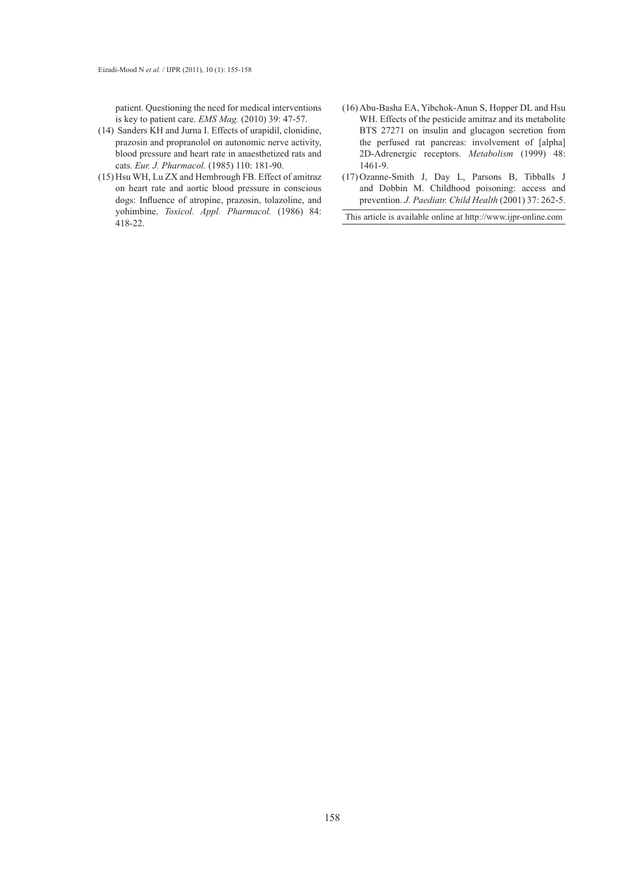patient. Questioning the need for medical interventions is key to patient care. *EMS Mag.* (2010) 39: 47-57.

(14) Sanders KH and Jurna I. Effects of urapidil, clonidine, prazosin and propranolol on autonomic nerve activity, blood pressure and heart rate in anaesthetized rats and cats. *Eur. J. Pharmacol.* (1985) 110: 181-90.

(15) Hsu WH, Lu ZX and Hembrough FB. Effect of amitraz on heart rate and aortic blood pressure in conscious dogs: Influence of atropine, prazosin, tolazoline, and yohimbine. *Toxicol. Appl. Pharmacol.* (1986) 84: 418-22.

(16) Abu-Basha EA, Yibchok-Anun S, Hopper DL and Hsu WH. Effects of the pesticide amitraz and its metabolite BTS 27271 on insulin and glucagon secretion from the perfused rat pancreas: involvement of [alpha] 2D-Adrenergic receptors. *Metabolism* (1999) 48: 1461-9.

(17) Ozanne-Smith J, Day L, Parsons B, Tibballs J and Dobbin M. Childhood poisoning: access and prevention. *J. Paediatr. Child Health* (2001) 37: 262-5.

This article is available online at http://www.ijpr-online.com